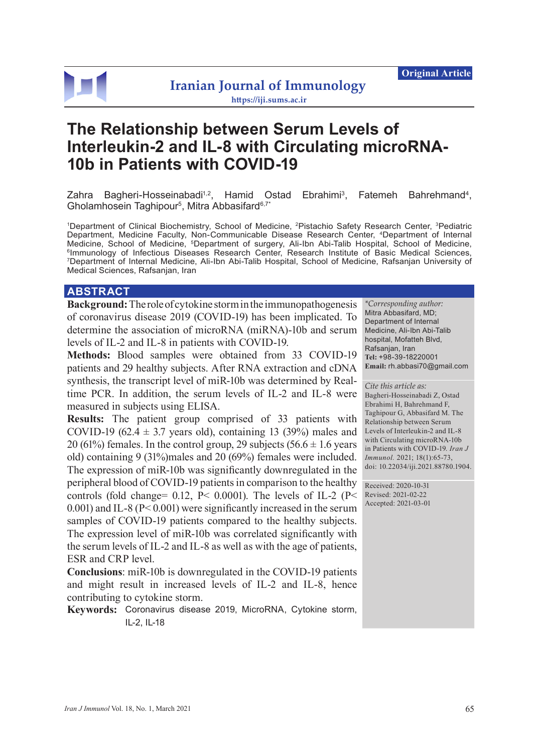Original Article

# The Relationship between Serum Levels of Interleukin-2 and IL-8 with Circulating microRNA-10b in Patients with COVID-19

Zahra Bagheri-Hosseinabadi[1,2], Hamid Ostad Ebrahimi[3], Fatemeh Bahrehmand[4], Gholamhosein Taghipour[5], Mitra Abbasifard[6,7*]

[1]Department of Clinical Biochemistry, School of Medicine, [2]Pistachio Safety Research Center, [3]Pediatric Department, Medicine Faculty, Non-Communicable Disease Research Center, [4]Department of Internal Medicine, School of Medicine, [5]Department of surgery, Ali-Ibn Abi-Talib Hospital, School of Medicine, [6]Immunology of Infectious Diseases Research Center, Research Institute of Basic Medical Sciences, [7]Department of Internal Medicine, Ali-Ibn Abi-Talib Hospital, School of Medicine, Rafsanjan University of Medical Sciences, Rafsanjan, Iran

## ABSTRACT

**Background:** The role of cytokine storm in the immunopathogenesis of coronavirus disease 2019 (COVID-19) has been implicated. To determine the association of microRNA (miRNA)-10b and serum levels of IL-2 and IL-8 in patients with COVID-19.

**Methods:** Blood samples were obtained from 33 COVID-19 patients and 29 healthy subjects. After RNA extraction and cDNA synthesis, the transcript level of miR-10b was determined by Real-time PCR. In addition, the serum levels of IL-2 and IL-8 were measured in subjects using ELISA.

**Results:** The patient group comprised of 33 patients with COVID-19 (62.4 ± 3.7 years old), containing 13 (39%) males and 20 (61%) females. In the control group, 29 subjects (56.6 ± 1.6 years old) containing 9 (31%)males and 20 (69%) females were included. The expression of miR-10b was significantly downregulated in the peripheral blood of COVID-19 patients in comparison to the healthy controls (fold change= 0.12, $P< 0.0001$). The levels of IL-2 ($P< 0.001$) and IL-8 ($P< 0.001$) were significantly increased in the serum samples of COVID-19 patients compared to the healthy subjects. The expression level of miR-10b was correlated significantly with the serum levels of IL-2 and IL-8 as well as with the age of patients, ESR and CRP level.

**Conclusions**: miR-10b is downregulated in the COVID-19 patients and might result in increased levels of IL-2 and IL-8, hence contributing to cytokine storm.

**Keywords:** Coronavirus disease 2019, MicroRNA, Cytokine storm, IL-2, IL-18

*\*Corresponding author:*
Mitra Abbasifard, MD;
Department of Internal Medicine, Ali-Ibn Abi-Talib hospital, Mofatteh Blvd, Rafsanjan, Iran
**Tel:** +98-39-18220001
**Email:** rh.abbasi70@gmail.com

*Cite this article as:*
Bagheri-Hosseinabadi Z, Ostad Ebrahimi H, Bahrehmand F, Taghipour G, Abbasifard M. The Relationship between Serum Levels of Interleukin-2 and IL-8 with Circulating microRNA-10b in Patients with COVID-19. *Iran J Immunol.* 2021; 18(1):65-73, doi: 10.22034/iji.2021.88780.1904.

Received: 2020-10-31
Revised: 2021-02-22
Accepted: 2021-03-01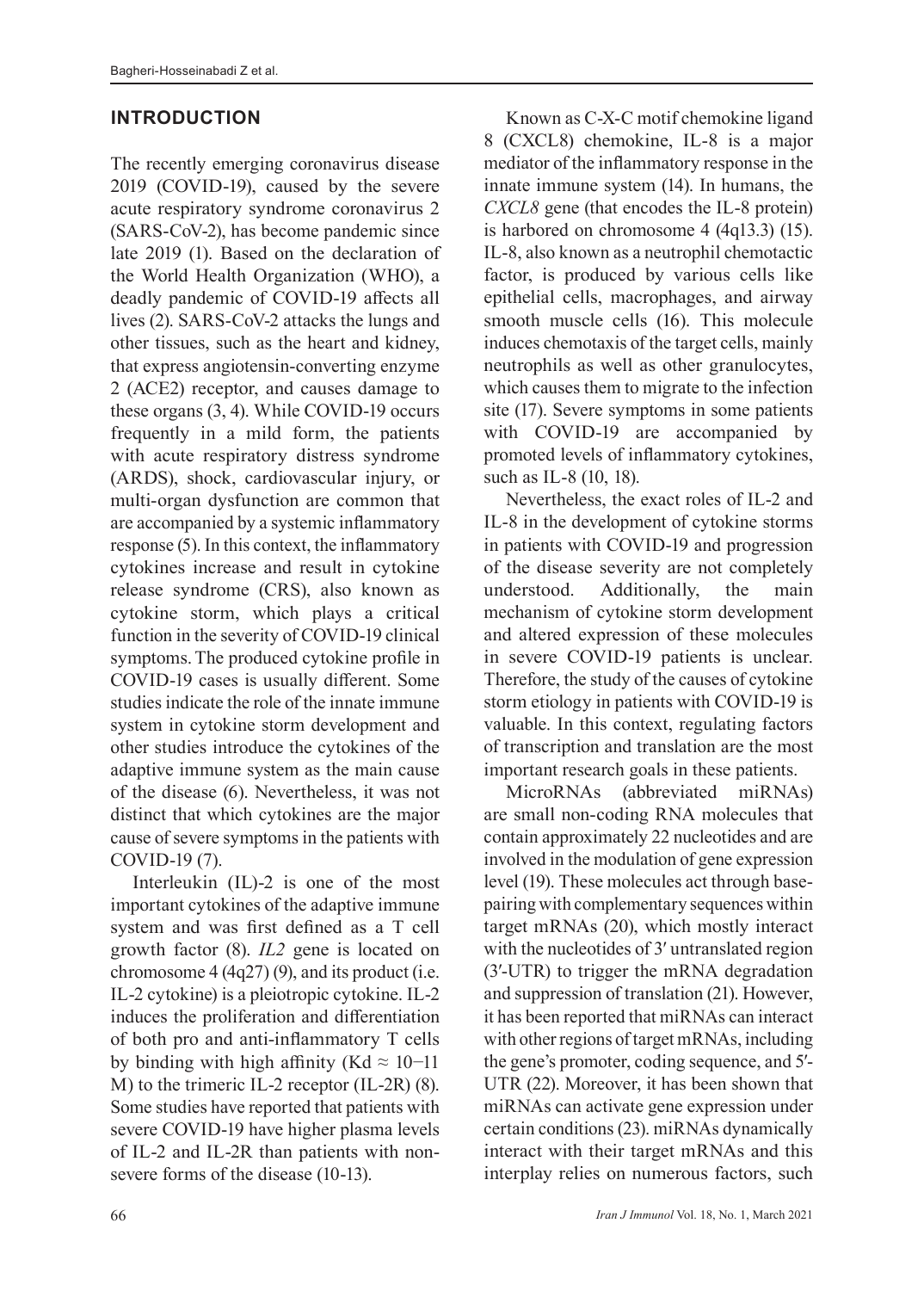## INTRODUCTION

The recently emerging coronavirus disease 2019 (COVID-19), caused by the severe acute respiratory syndrome coronavirus 2 (SARS-CoV-2), has become pandemic since late 2019 (1). Based on the declaration of the World Health Organization (WHO), a deadly pandemic of COVID-19 affects all lives (2). SARS-CoV-2 attacks the lungs and other tissues, such as the heart and kidney, that express angiotensin-converting enzyme 2 (ACE2) receptor, and causes damage to these organs (3, 4). While COVID-19 occurs frequently in a mild form, the patients with acute respiratory distress syndrome (ARDS), shock, cardiovascular injury, or multi-organ dysfunction are common that are accompanied by a systemic inflammatory response (5). In this context, the inflammatory cytokines increase and result in cytokine release syndrome (CRS), also known as cytokine storm, which plays a critical function in the severity of COVID-19 clinical symptoms. The produced cytokine profile in COVID-19 cases is usually different. Some studies indicate the role of the innate immune system in cytokine storm development and other studies introduce the cytokines of the adaptive immune system as the main cause of the disease (6). Nevertheless, it was not distinct that which cytokines are the major cause of severe symptoms in the patients with COVID-19 (7).

Interleukin (IL)-2 is one of the most important cytokines of the adaptive immune system and was first defined as a T cell growth factor (8). *IL2* gene is located on chromosome 4 (4q27) (9), and its product (i.e. IL-2 cytokine) is a pleiotropic cytokine. IL-2 induces the proliferation and differentiation of both pro and anti-inflammatory T cells by binding with high affinity (Kd $\approx$ 10−11 M) to the trimeric IL-2 receptor (IL-2R) (8). Some studies have reported that patients with severe COVID-19 have higher plasma levels of IL-2 and IL-2R than patients with non-severe forms of the disease (10-13).

Known as C-X-C motif chemokine ligand 8 (CXCL8) chemokine, IL-8 is a major mediator of the inflammatory response in the innate immune system (14). In humans, the *CXCL8* gene (that encodes the IL-8 protein) is harbored on chromosome 4 (4q13.3) (15). IL-8, also known as a neutrophil chemotactic factor, is produced by various cells like epithelial cells, macrophages, and airway smooth muscle cells (16). This molecule induces chemotaxis of the target cells, mainly neutrophils as well as other granulocytes, which causes them to migrate to the infection site (17). Severe symptoms in some patients with COVID-19 are accompanied by promoted levels of inflammatory cytokines, such as IL-8 (10, 18).

Nevertheless, the exact roles of IL-2 and IL-8 in the development of cytokine storms in patients with COVID-19 and progression of the disease severity are not completely understood. Additionally, the main mechanism of cytokine storm development and altered expression of these molecules in severe COVID-19 patients is unclear. Therefore, the study of the causes of cytokine storm etiology in patients with COVID-19 is valuable. In this context, regulating factors of transcription and translation are the most important research goals in these patients.

MicroRNAs (abbreviated miRNAs) are small non-coding RNA molecules that contain approximately 22 nucleotides and are involved in the modulation of gene expression level (19). These molecules act through base-pairing with complementary sequences within target mRNAs (20), which mostly interact with the nucleotides of 3′ untranslated region (3′-UTR) to trigger the mRNA degradation and suppression of translation (21). However, it has been reported that miRNAs can interact with other regions of target mRNAs, including the gene's promoter, coding sequence, and 5′-UTR (22). Moreover, it has been shown that miRNAs can activate gene expression under certain conditions (23). miRNAs dynamically interact with their target mRNAs and this interplay relies on numerous factors, such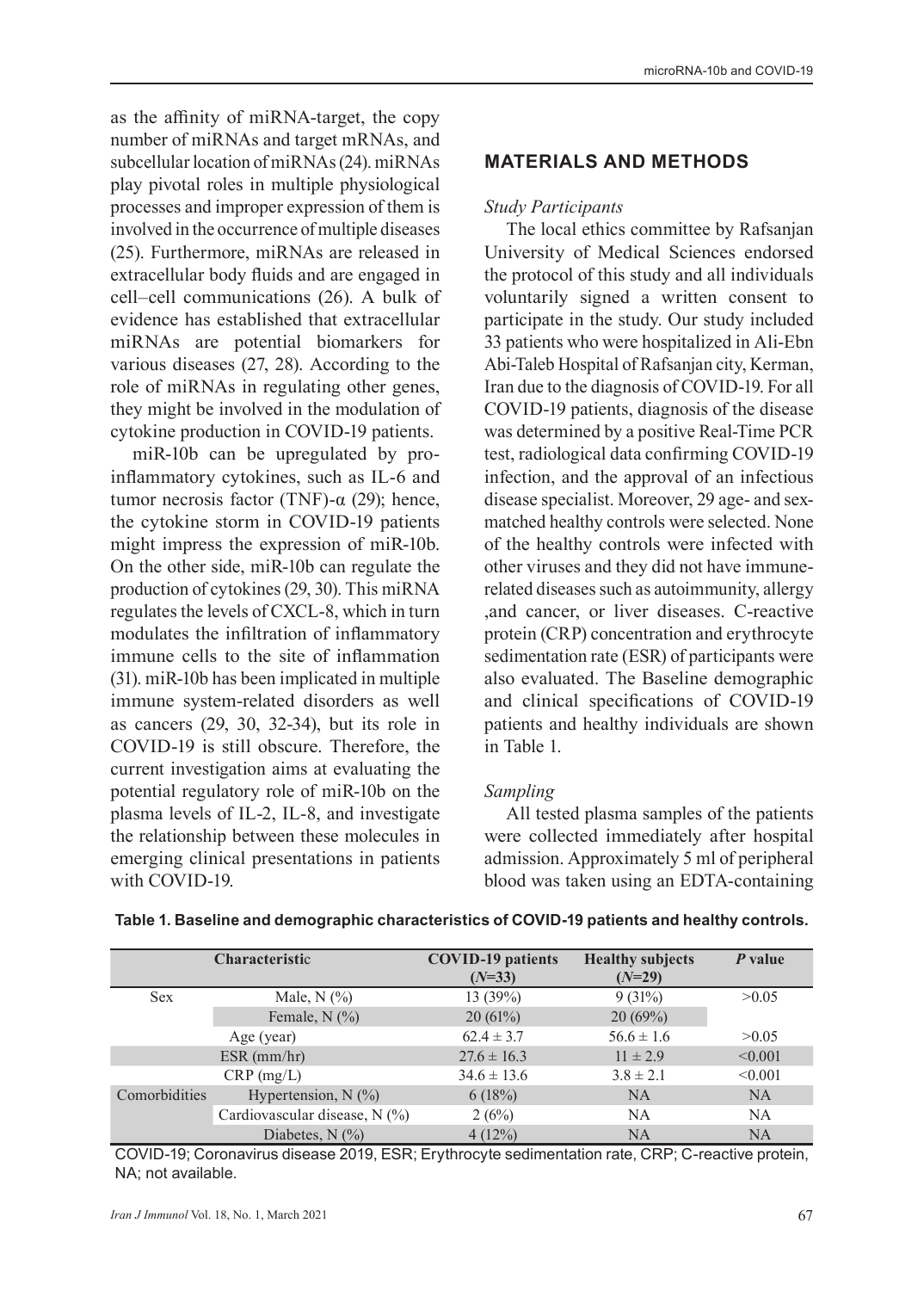as the affinity of miRNA-target, the copy number of miRNAs and target mRNAs, and subcellular location of miRNAs (24). miRNAs play pivotal roles in multiple physiological processes and improper expression of them is involved in the occurrence of multiple diseases (25). Furthermore, miRNAs are released in extracellular body fluids and are engaged in cell–cell communications (26). A bulk of evidence has established that extracellular miRNAs are potential biomarkers for various diseases (27, 28). According to the role of miRNAs in regulating other genes, they might be involved in the modulation of cytokine production in COVID-19 patients.

miR-10b can be upregulated by pro-inflammatory cytokines, such as IL-6 and tumor necrosis factor (TNF)-α (29); hence, the cytokine storm in COVID-19 patients might impress the expression of miR-10b. On the other side, miR-10b can regulate the production of cytokines (29, 30). This miRNA regulates the levels of CXCL-8, which in turn modulates the infiltration of inflammatory immune cells to the site of inflammation (31). miR-10b has been implicated in multiple immune system-related disorders as well as cancers (29, 30, 32-34), but its role in COVID-19 is still obscure. Therefore, the current investigation aims at evaluating the potential regulatory role of miR-10b on the plasma levels of IL-2, IL-8, and investigate the relationship between these molecules in emerging clinical presentations in patients with COVID-19.

## MATERIALS AND METHODS

### *Study Participants*

The local ethics committee by Rafsanjan University of Medical Sciences endorsed the protocol of this study and all individuals voluntarily signed a written consent to participate in the study. Our study included 33 patients who were hospitalized in Ali-Ebn Abi-Taleb Hospital of Rafsanjan city, Kerman, Iran due to the diagnosis of COVID-19. For all COVID-19 patients, diagnosis of the disease was determined by a positive Real-Time PCR test, radiological data confirming COVID-19 infection, and the approval of an infectious disease specialist. Moreover, 29 age- and sex-matched healthy controls were selected. None of the healthy controls were infected with other viruses and they did not have immune-related diseases such as autoimmunity, allergy ,and cancer, or liver diseases. C-reactive protein (CRP) concentration and erythrocyte sedimentation rate (ESR) of participants were also evaluated. The Baseline demographic and clinical specifications of COVID-19 patients and healthy individuals are shown in Table 1.

### *Sampling*

All tested plasma samples of the patients were collected immediately after hospital admission. Approximately 5 ml of peripheral blood was taken using an EDTA-containing

**Table 1. Baseline and demographic characteristics of COVID-19 patients and healthy controls.**

| Characteristic | | COVID-19 patients (*N*=33) | Healthy subjects (*N*=29) | *P* value |
|---|---|---|---|---|
| Sex | Male, N (%) | 13 (39%) | 9 (31%) | >0.05 |
| | Female, N (%) | 20 (61%) | 20 (69%) | |
| Age (year) | | 62.4 ± 3.7 | 56.6 ± 1.6 | >0.05 |
| ESR (mm/hr) | | 27.6 ± 16.3 | 11 ± 2.9 | <0.001 |
| CRP (mg/L) | | 34.6 ± 13.6 | 3.8 ± 2.1 | <0.001 |
| Comorbidities | Hypertension, N (%) | 6 (18%) | NA | NA |
| | Cardiovascular disease, N (%) | 2 (6%) | NA | NA |
| | Diabetes, N (%) | 4 (12%) | NA | NA |

COVID-19; Coronavirus disease 2019, ESR; Erythrocyte sedimentation rate, CRP; C-reactive protein, NA; not available.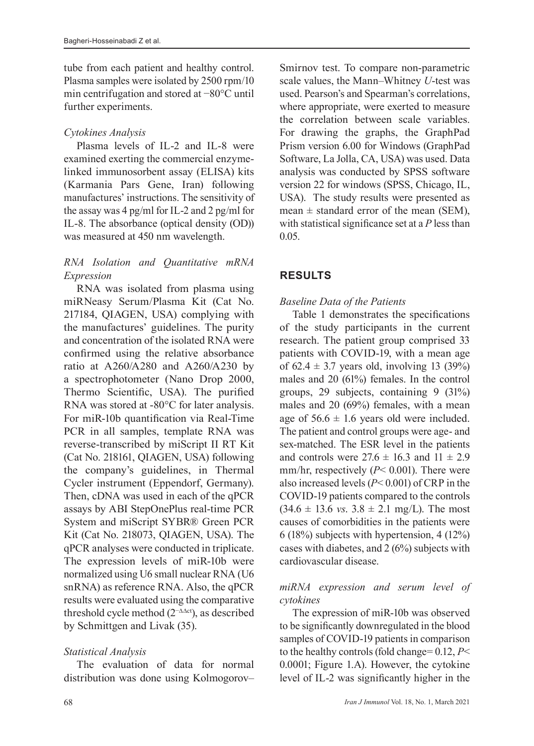tube from each patient and healthy control. Plasma samples were isolated by 2500 rpm/10 min centrifugation and stored at −80°C until further experiments.

*Cytokines Analysis*

Plasma levels of IL-2 and IL-8 were examined exerting the commercial enzyme-linked immunosorbent assay (ELISA) kits (Karmania Pars Gene, Iran) following manufactures' instructions. The sensitivity of the assay was 4 pg/ml for IL-2 and 2 pg/ml for IL-8. The absorbance (optical density (OD)) was measured at 450 nm wavelength.

*RNA Isolation and Quantitative mRNA Expression*

RNA was isolated from plasma using miRNeasy Serum/Plasma Kit (Cat No. 217184, QIAGEN, USA) complying with the manufactures' guidelines. The purity and concentration of the isolated RNA were confirmed using the relative absorbance ratio at A260/A280 and A260/A230 by a spectrophotometer (Nano Drop 2000, Thermo Scientific, USA). The purified RNA was stored at -80°C for later analysis. For miR-10b quantification via Real-Time PCR in all samples, template RNA was reverse-transcribed by miScript II RT Kit (Cat No. 218161, QIAGEN, USA) following the company's guidelines, in Thermal Cycler instrument (Eppendorf, Germany). Then, cDNA was used in each of the qPCR assays by ABI StepOnePlus real-time PCR System and miScript SYBR® Green PCR Kit (Cat No. 218073, QIAGEN, USA). The qPCR analyses were conducted in triplicate. The expression levels of miR-10b were normalized using U6 small nuclear RNA (U6 snRNA) as reference RNA. Also, the qPCR results were evaluated using the comparative threshold cycle method ($2^{-\Delta\Delta ct}$), as described by Schmittgen and Livak (35).

*Statistical Analysis*

The evaluation of data for normal distribution was done using Kolmogorov–Smirnov test. To compare non-parametric scale values, the Mann–Whitney *U*-test was used. Pearson's and Spearman's correlations, where appropriate, were exerted to measure the correlation between scale variables. For drawing the graphs, the GraphPad Prism version 6.00 for Windows (GraphPad Software, La Jolla, CA, USA) was used. Data analysis was conducted by SPSS software version 22 for windows (SPSS, Chicago, IL, USA). The study results were presented as mean ± standard error of the mean (SEM), with statistical significance set at a $P$ less than 0.05.

## RESULTS

*Baseline Data of the Patients*

Table 1 demonstrates the specifications of the study participants in the current research. The patient group comprised 33 patients with COVID-19, with a mean age of 62.4 ± 3.7 years old, involving 13 (39%) males and 20 (61%) females. In the control groups, 29 subjects, containing 9 (31%) males and 20 (69%) females, with a mean age of 56.6 ± 1.6 years old were included. The patient and control groups were age- and sex-matched. The ESR level in the patients and controls were 27.6 ± 16.3 and 11 ± 2.9 mm/hr, respectively ($P< 0.001$). There were also increased levels ($P< 0.001$) of CRP in the COVID-19 patients compared to the controls (34.6 ± 13.6 *vs.* 3.8 ± 2.1 mg/L). The most causes of comorbidities in the patients were 6 (18%) subjects with hypertension, 4 (12%) cases with diabetes, and 2 (6%) subjects with cardiovascular disease.

*miRNA expression and serum level of cytokines*

The expression of miR-10b was observed to be significantly downregulated in the blood samples of COVID-19 patients in comparison to the healthy controls (fold change= 0.12, $P< 0.0001$; Figure 1.A). However, the cytokine level of IL-2 was significantly higher in the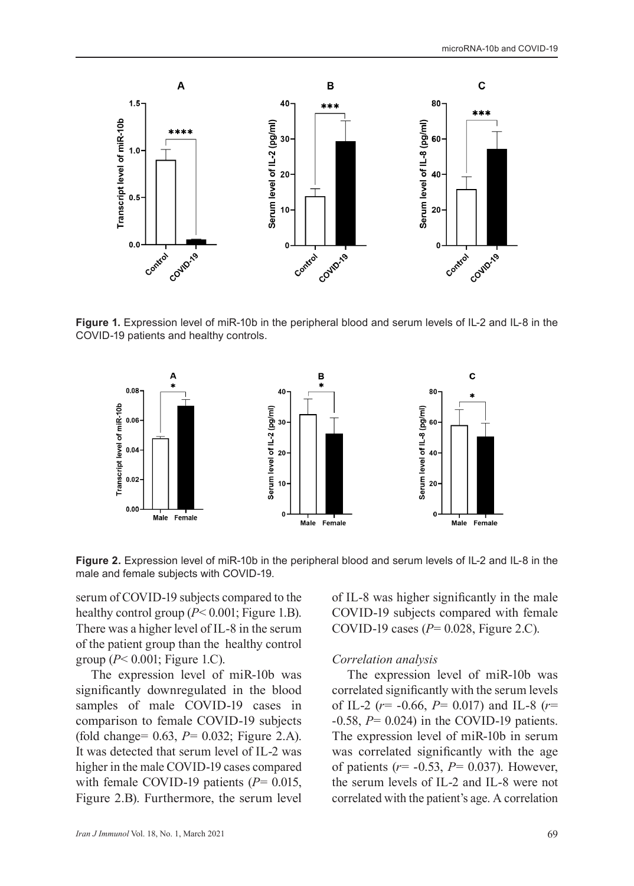Figure 1. Expression level of miR-10b in the peripheral blood and serum levels of IL-2 and IL-8 in the COVID-19 patients and healthy controls.

Figure 2. Expression level of miR-10b in the peripheral blood and serum levels of IL-2 and IL-8 in the male and female subjects with COVID-19.

serum of COVID-19 subjects compared to the healthy control group ($P< 0.001$; Figure 1.B). There was a higher level of IL-8 in the serum of the patient group than the healthy control group ($P< 0.001$; Figure 1.C).

The expression level of miR-10b was significantly downregulated in the blood samples of male COVID-19 cases in comparison to female COVID-19 subjects (fold change= 0.63, $P= 0.032$; Figure 2.A). It was detected that serum level of IL-2 was higher in the male COVID-19 cases compared with female COVID-19 patients ($P= 0.015$, Figure 2.B). Furthermore, the serum level of IL-8 was higher significantly in the male COVID-19 subjects compared with female COVID-19 cases ($P= 0.028$, Figure 2.C).

*Correlation analysis*

The expression level of miR-10b was correlated significantly with the serum levels of IL-2 ($r= -0.66$, $P= 0.017$) and IL-8 ($r= -0.58$, $P= 0.024$) in the COVID-19 patients. The expression level of miR-10b in serum was correlated significantly with the age of patients ($r= -0.53$, $P= 0.037$). However, the serum levels of IL-2 and IL-8 were not correlated with the patient's age. A correlation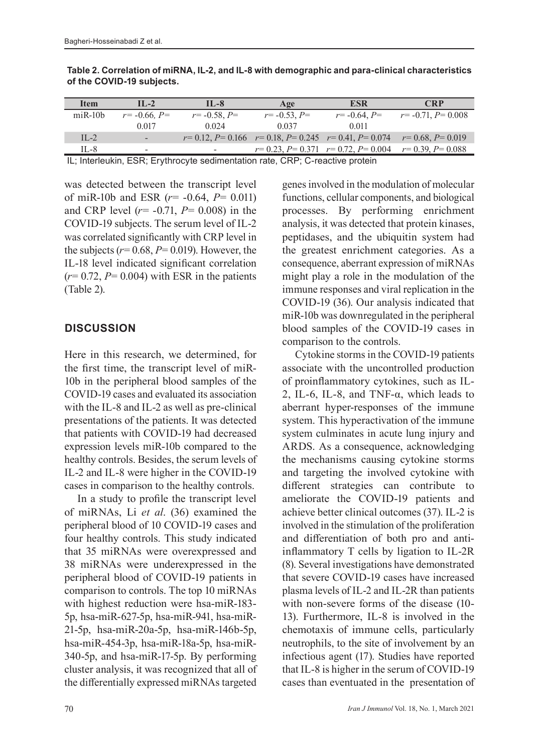**Table 2. Correlation of miRNA, IL-2, and IL-8 with demographic and para-clinical characteristics of the COVID-19 subjects.**

| Item | IL-2 | IL-8 | Age | ESR | CRP |
|---|---|---|---|---|---|
| miR-10b | *r*= -0.66, *P*= 0.017 | *r*= -0.58, *P*= 0.024 | *r*= -0.53, *P*= 0.037 | *r*= -0.64, *P*= 0.011 | *r*= -0.71, *P*= 0.008 |
| IL-2 | - | *r*= 0.12, *P*= 0.166 | *r*= 0.18, *P*= 0.245 | *r*= 0.41, *P*= 0.074 | *r*= 0.68, *P*= 0.019 |
| IL-8 | - | - | *r*= 0.23, *P*= 0.371 | *r*= 0.72, *P*= 0.004 | *r*= 0.39, *P*= 0.088 |

IL; Interleukin, ESR; Erythrocyte sedimentation rate, CRP; C-reactive protein

was detected between the transcript level of miR-10b and ESR (*r*= -0.64, *P*= 0.011) and CRP level (*r*= -0.71, *P*= 0.008) in the COVID-19 subjects. The serum level of IL-2 was correlated significantly with CRP level in the subjects (*r*= 0.68, *P*= 0.019). However, the IL-18 level indicated significant correlation (*r*= 0.72, *P*= 0.004) with ESR in the patients (Table 2).

## DISCUSSION

Here in this research, we determined, for the first time, the transcript level of miR-10b in the peripheral blood samples of the COVID-19 cases and evaluated its association with the IL-8 and IL-2 as well as pre-clinical presentations of the patients. It was detected that patients with COVID-19 had decreased expression levels miR-10b compared to the healthy controls. Besides, the serum levels of IL-2 and IL-8 were higher in the COVID-19 cases in comparison to the healthy controls.

In a study to profile the transcript level of miRNAs, Li *et al*. (36) examined the peripheral blood of 10 COVID-19 cases and four healthy controls. This study indicated that 35 miRNAs were overexpressed and 38 miRNAs were underexpressed in the peripheral blood of COVID-19 patients in comparison to controls. The top 10 miRNAs with highest reduction were hsa-miR-183-5p, hsa-miR-627-5p, hsa-miR-941, hsa-miR-21-5p, hsa-miR-20a-5p, hsa-miR-146b-5p, hsa-miR-454-3p, hsa-miR-18a-5p, hsa-miR-340-5p, and hsa-miR-17-5p. By performing cluster analysis, it was recognized that all of the differentially expressed miRNAs targeted genes involved in the modulation of molecular functions, cellular components, and biological processes. By performing enrichment analysis, it was detected that protein kinases, peptidases, and the ubiquitin system had the greatest enrichment categories. As a consequence, aberrant expression of miRNAs might play a role in the modulation of the immune responses and viral replication in the COVID-19 (36). Our analysis indicated that miR-10b was downregulated in the peripheral blood samples of the COVID-19 cases in comparison to the controls.

Cytokine storms in the COVID-19 patients associate with the uncontrolled production of proinflammatory cytokines, such as IL-2, IL-6, IL-8, and TNF-α, which leads to aberrant hyper-responses of the immune system. This hyperactivation of the immune system culminates in acute lung injury and ARDS. As a consequence, acknowledging the mechanisms causing cytokine storms and targeting the involved cytokine with different strategies can contribute to ameliorate the COVID-19 patients and achieve better clinical outcomes (37). IL-2 is involved in the stimulation of the proliferation and differentiation of both pro and anti-inflammatory T cells by ligation to IL-2R (8). Several investigations have demonstrated that severe COVID-19 cases have increased plasma levels of IL-2 and IL-2R than patients with non-severe forms of the disease (10-13). Furthermore, IL-8 is involved in the chemotaxis of immune cells, particularly neutrophils, to the site of involvement by an infectious agent (17). Studies have reported that IL-8 is higher in the serum of COVID-19 cases than eventuated in the presentation of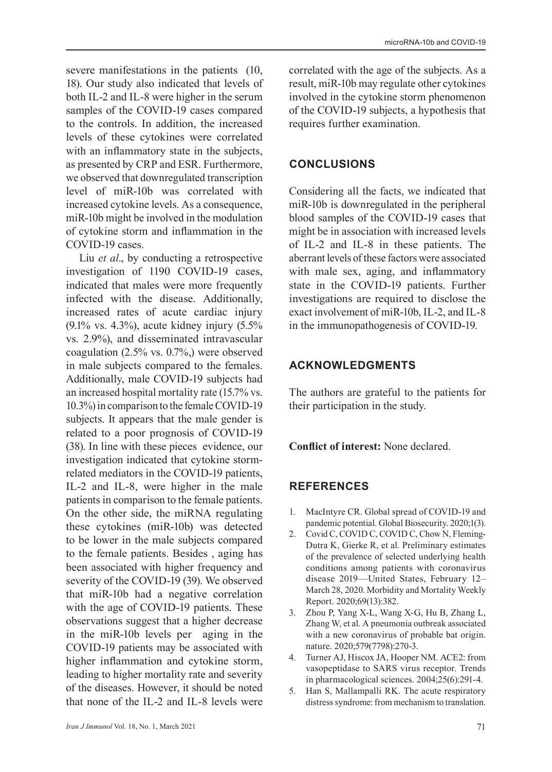severe manifestations in the patients (10, 18). Our study also indicated that levels of both IL-2 and IL-8 were higher in the serum samples of the COVID-19 cases compared to the controls. In addition, the increased levels of these cytokines were correlated with an inflammatory state in the subjects, as presented by CRP and ESR. Furthermore, we observed that downregulated transcription level of miR-10b was correlated with increased cytokine levels. As a consequence, miR-10b might be involved in the modulation of cytokine storm and inflammation in the COVID-19 cases.

Liu *et al*., by conducting a retrospective investigation of 1190 COVID-19 cases, indicated that males were more frequently infected with the disease. Additionally, increased rates of acute cardiac injury (9.1% vs. 4.3%), acute kidney injury (5.5% vs. 2.9%), and disseminated intravascular coagulation (2.5% vs. 0.7%,) were observed in male subjects compared to the females. Additionally, male COVID-19 subjects had an increased hospital mortality rate (15.7% vs. 10.3%) in comparison to the female COVID-19 subjects. It appears that the male gender is related to a poor prognosis of COVID-19 (38). In line with these pieces evidence, our investigation indicated that cytokine storm-related mediators in the COVID-19 patients, IL-2 and IL-8, were higher in the male patients in comparison to the female patients. On the other side, the miRNA regulating these cytokines (miR-10b) was detected to be lower in the male subjects compared to the female patients. Besides , aging has been associated with higher frequency and severity of the COVID-19 (39). We observed that miR-10b had a negative correlation with the age of COVID-19 patients. These observations suggest that a higher decrease in the miR-10b levels per aging in the COVID-19 patients may be associated with higher inflammation and cytokine storm, leading to higher mortality rate and severity of the diseases. However, it should be noted that none of the IL-2 and IL-8 levels were correlated with the age of the subjects. As a result, miR-10b may regulate other cytokines involved in the cytokine storm phenomenon of the COVID-19 subjects, a hypothesis that requires further examination.

## CONCLUSIONS

Considering all the facts, we indicated that miR-10b is downregulated in the peripheral blood samples of the COVID-19 cases that might be in association with increased levels of IL-2 and IL-8 in these patients. The aberrant levels of these factors were associated with male sex, aging, and inflammatory state in the COVID-19 patients. Further investigations are required to disclose the exact involvement of miR-10b, IL-2, and IL-8 in the immunopathogenesis of COVID-19.

## ACKNOWLEDGMENTS

The authors are grateful to the patients for their participation in the study.

**Conflict of interest:** None declared.

## REFERENCES

1. MacIntyre CR. Global spread of COVID-19 and pandemic potential. Global Biosecurity. 2020;1(3).
2. Covid C, COVID C, COVID C, Chow N, Fleming-Dutra K, Gierke R, et al. Preliminary estimates of the prevalence of selected underlying health conditions among patients with coronavirus disease 2019—United States, February 12–March 28, 2020. Morbidity and Mortality Weekly Report. 2020;69(13):382.
3. Zhou P, Yang X-L, Wang X-G, Hu B, Zhang L, Zhang W, et al. A pneumonia outbreak associated with a new coronavirus of probable bat origin. nature. 2020;579(7798):270-3.
4. Turner AJ, Hiscox JA, Hooper NM. ACE2: from vasopeptidase to SARS virus receptor. Trends in pharmacological sciences. 2004;25(6):291-4.
5. Han S, Mallampalli RK. The acute respiratory distress syndrome: from mechanism to translation.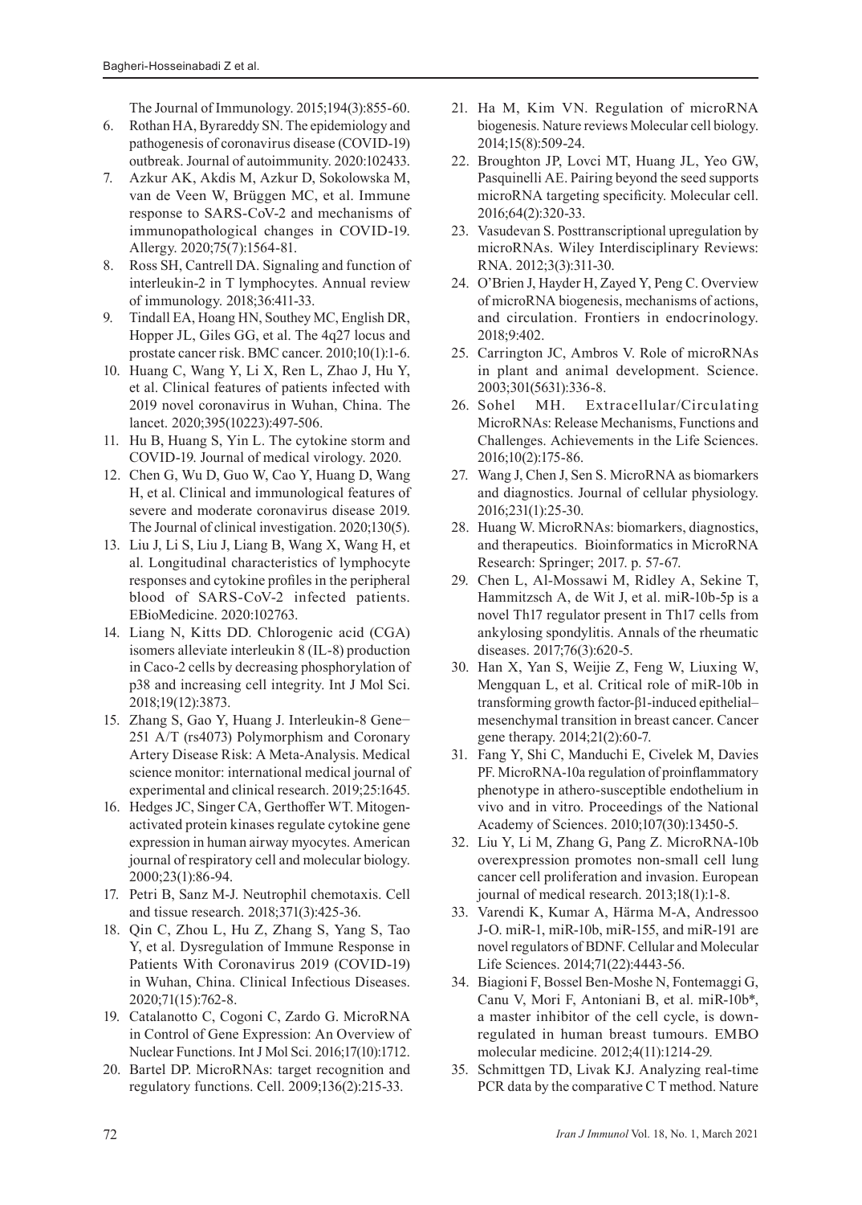The Journal of Immunology. 2015;194(3):855-60.

6. Rothan HA, Byrareddy SN. The epidemiology and pathogenesis of coronavirus disease (COVID-19) outbreak. Journal of autoimmunity. 2020:102433.
7. Azkur AK, Akdis M, Azkur D, Sokolowska M, van de Veen W, Brüggen MC, et al. Immune response to SARS-CoV-2 and mechanisms of immunopathological changes in COVID-19. Allergy. 2020;75(7):1564-81.
8. Ross SH, Cantrell DA. Signaling and function of interleukin-2 in T lymphocytes. Annual review of immunology. 2018;36:411-33.
9. Tindall EA, Hoang HN, Southey MC, English DR, Hopper JL, Giles GG, et al. The 4q27 locus and prostate cancer risk. BMC cancer. 2010;10(1):1-6.
10. Huang C, Wang Y, Li X, Ren L, Zhao J, Hu Y, et al. Clinical features of patients infected with 2019 novel coronavirus in Wuhan, China. The lancet. 2020;395(10223):497-506.
11. Hu B, Huang S, Yin L. The cytokine storm and COVID-19. Journal of medical virology. 2020.
12. Chen G, Wu D, Guo W, Cao Y, Huang D, Wang H, et al. Clinical and immunological features of severe and moderate coronavirus disease 2019. The Journal of clinical investigation. 2020;130(5).
13. Liu J, Li S, Liu J, Liang B, Wang X, Wang H, et al. Longitudinal characteristics of lymphocyte responses and cytokine profiles in the peripheral blood of SARS-CoV-2 infected patients. EBioMedicine. 2020:102763.
14. Liang N, Kitts DD. Chlorogenic acid (CGA) isomers alleviate interleukin 8 (IL-8) production in Caco-2 cells by decreasing phosphorylation of p38 and increasing cell integrity. Int J Mol Sci. 2018;19(12):3873.
15. Zhang S, Gao Y, Huang J. Interleukin-8 Gene−251 A/T (rs4073) Polymorphism and Coronary Artery Disease Risk: A Meta-Analysis. Medical science monitor: international medical journal of experimental and clinical research. 2019;25:1645.
16. Hedges JC, Singer CA, Gerthoffer WT. Mitogen-activated protein kinases regulate cytokine gene expression in human airway myocytes. American journal of respiratory cell and molecular biology. 2000;23(1):86-94.
17. Petri B, Sanz M-J. Neutrophil chemotaxis. Cell and tissue research. 2018;371(3):425-36.
18. Qin C, Zhou L, Hu Z, Zhang S, Yang S, Tao Y, et al. Dysregulation of Immune Response in Patients With Coronavirus 2019 (COVID-19) in Wuhan, China. Clinical Infectious Diseases. 2020;71(15):762-8.
19. Catalanotto C, Cogoni C, Zardo G. MicroRNA in Control of Gene Expression: An Overview of Nuclear Functions. Int J Mol Sci. 2016;17(10):1712.
20. Bartel DP. MicroRNAs: target recognition and regulatory functions. Cell. 2009;136(2):215-33.
21. Ha M, Kim VN. Regulation of microRNA biogenesis. Nature reviews Molecular cell biology. 2014;15(8):509-24.
22. Broughton JP, Lovci MT, Huang JL, Yeo GW, Pasquinelli AE. Pairing beyond the seed supports microRNA targeting specificity. Molecular cell. 2016;64(2):320-33.
23. Vasudevan S. Posttranscriptional upregulation by microRNAs. Wiley Interdisciplinary Reviews: RNA. 2012;3(3):311-30.
24. O'Brien J, Hayder H, Zayed Y, Peng C. Overview of microRNA biogenesis, mechanisms of actions, and circulation. Frontiers in endocrinology. 2018;9:402.
25. Carrington JC, Ambros V. Role of microRNAs in plant and animal development. Science. 2003;301(5631):336-8.
26. Sohel MH. Extracellular/Circulating MicroRNAs: Release Mechanisms, Functions and Challenges. Achievements in the Life Sciences. 2016;10(2):175-86.
27. Wang J, Chen J, Sen S. MicroRNA as biomarkers and diagnostics. Journal of cellular physiology. 2016;231(1):25-30.
28. Huang W. MicroRNAs: biomarkers, diagnostics, and therapeutics. Bioinformatics in MicroRNA Research: Springer; 2017. p. 57-67.
29. Chen L, Al-Mossawi M, Ridley A, Sekine T, Hammitzsch A, de Wit J, et al. miR-10b-5p is a novel Th17 regulator present in Th17 cells from ankylosing spondylitis. Annals of the rheumatic diseases. 2017;76(3):620-5.
30. Han X, Yan S, Weijie Z, Feng W, Liuxing W, Mengquan L, et al. Critical role of miR-10b in transforming growth factor-β1-induced epithelial–mesenchymal transition in breast cancer. Cancer gene therapy. 2014;21(2):60-7.
31. Fang Y, Shi C, Manduchi E, Civelek M, Davies PF. MicroRNA-10a regulation of proinflammatory phenotype in athero-susceptible endothelium in vivo and in vitro. Proceedings of the National Academy of Sciences. 2010;107(30):13450-5.
32. Liu Y, Li M, Zhang G, Pang Z. MicroRNA-10b overexpression promotes non-small cell lung cancer cell proliferation and invasion. European journal of medical research. 2013;18(1):1-8.
33. Varendi K, Kumar A, Härma M-A, Andressoo J-O. miR-1, miR-10b, miR-155, and miR-191 are novel regulators of BDNF. Cellular and Molecular Life Sciences. 2014;71(22):4443-56.
34. Biagioni F, Bossel Ben-Moshe N, Fontemaggi G, Canu V, Mori F, Antoniani B, et al. miR-10b*, a master inhibitor of the cell cycle, is down-regulated in human breast tumours. EMBO molecular medicine. 2012;4(11):1214-29.
35. Schmittgen TD, Livak KJ. Analyzing real-time PCR data by the comparative C T method. Nature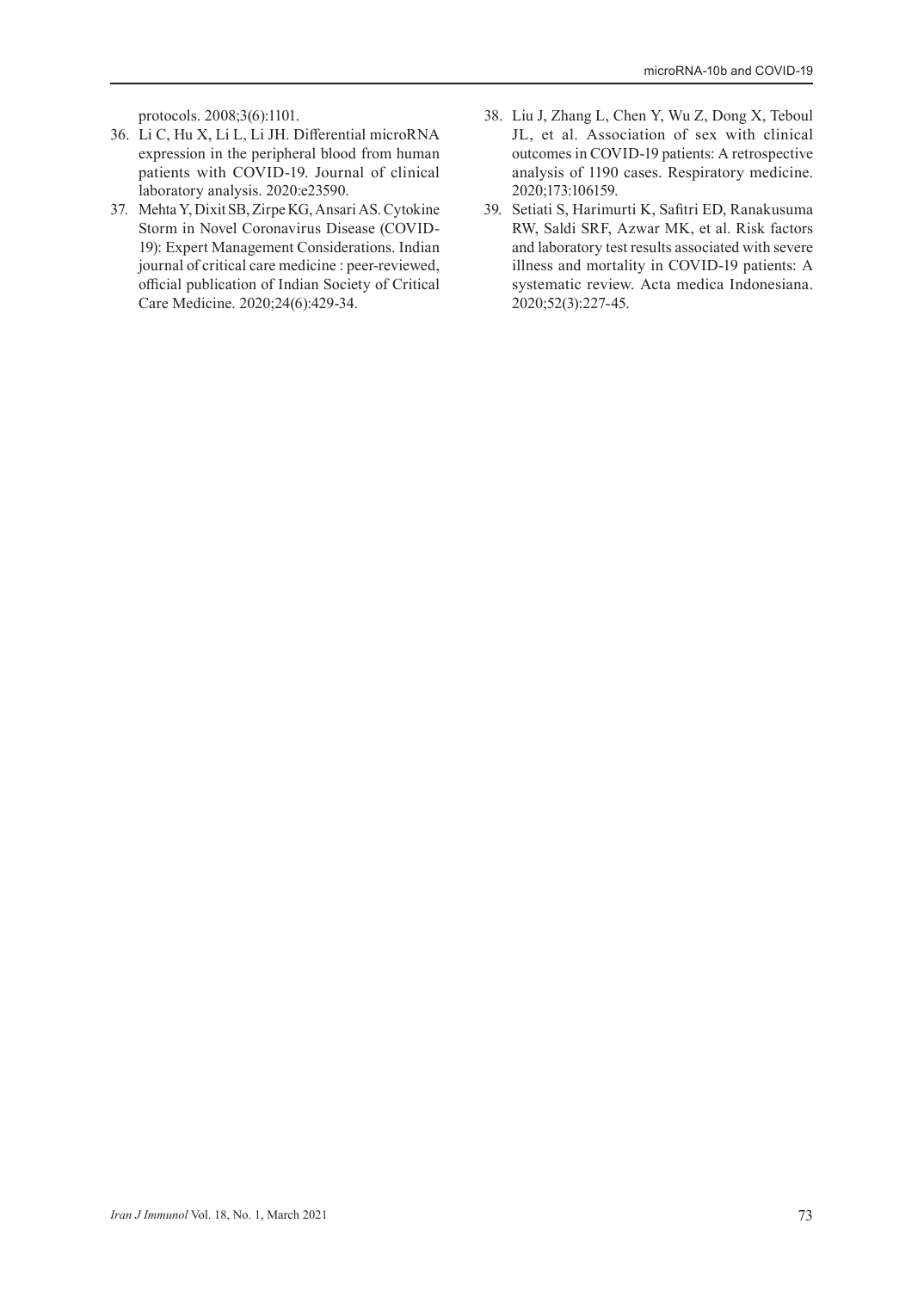protocols. 2008;3(6):1101.

36. Li C, Hu X, Li L, Li JH. Differential microRNA expression in the peripheral blood from human patients with COVID-19. Journal of clinical laboratory analysis. 2020:e23590.
37. Mehta Y, Dixit SB, Zirpe KG, Ansari AS. Cytokine Storm in Novel Coronavirus Disease (COVID-19): Expert Management Considerations. Indian journal of critical care medicine : peer-reviewed, official publication of Indian Society of Critical Care Medicine. 2020;24(6):429-34.
38. Liu J, Zhang L, Chen Y, Wu Z, Dong X, Teboul JL, et al. Association of sex with clinical outcomes in COVID-19 patients: A retrospective analysis of 1190 cases. Respiratory medicine. 2020;173:106159.
39. Setiati S, Harimurti K, Safitri ED, Ranakusuma RW, Saldi SRF, Azwar MK, et al. Risk factors and laboratory test results associated with severe illness and mortality in COVID-19 patients: A systematic review. Acta medica Indonesiana. 2020;52(3):227-45.